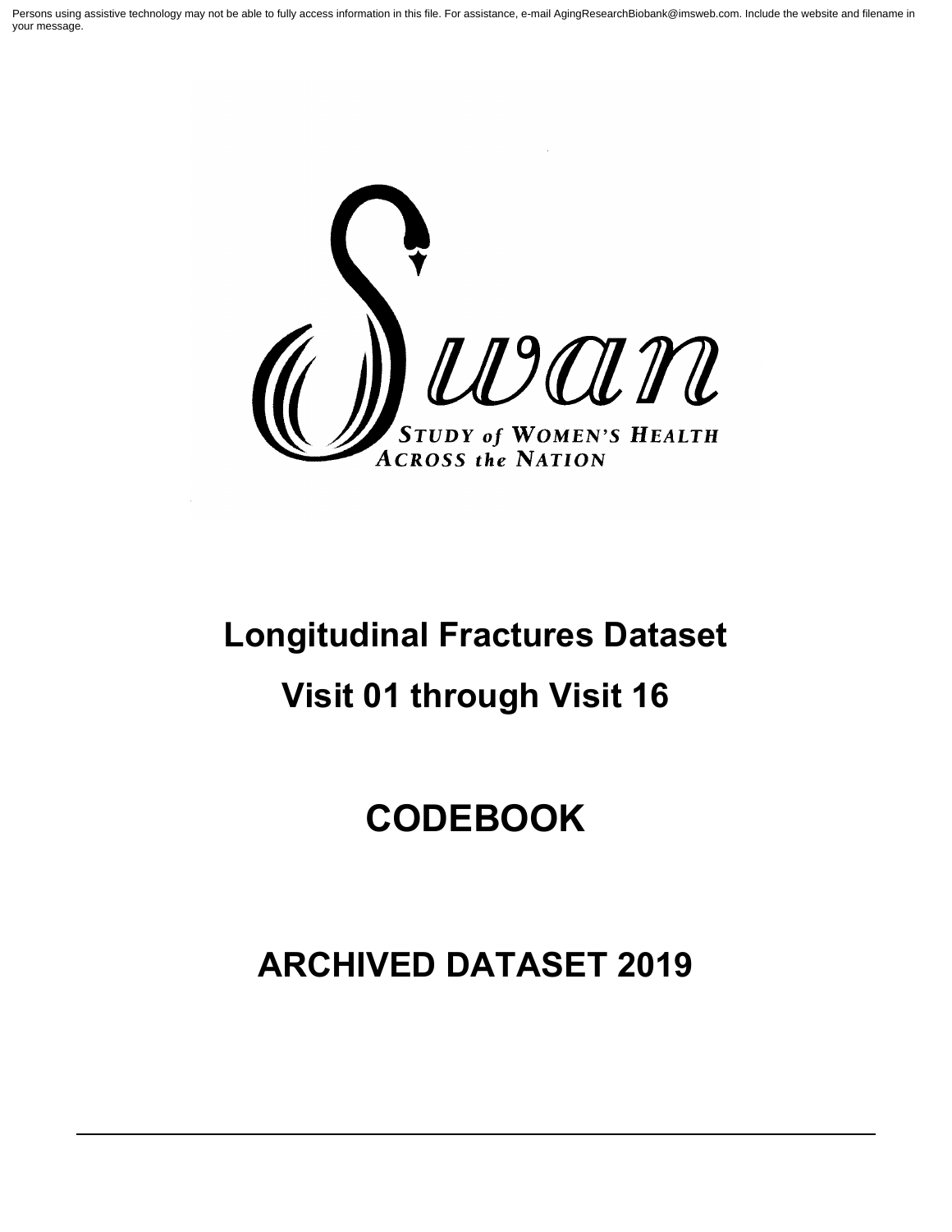Persons using assistive technology may not be able to fully access information in this file. For assistance, e-mail AgingResearchBiobank@imsweb.com. Include the website and filename in your message.

Swan

STUDY of WOMEN'S HEALTH ACROSS the NATION

# Longitudinal Fractures Dataset

# Visit 01 through Visit 16

# CODEBOOK

# ARCHIVED DATASET 2019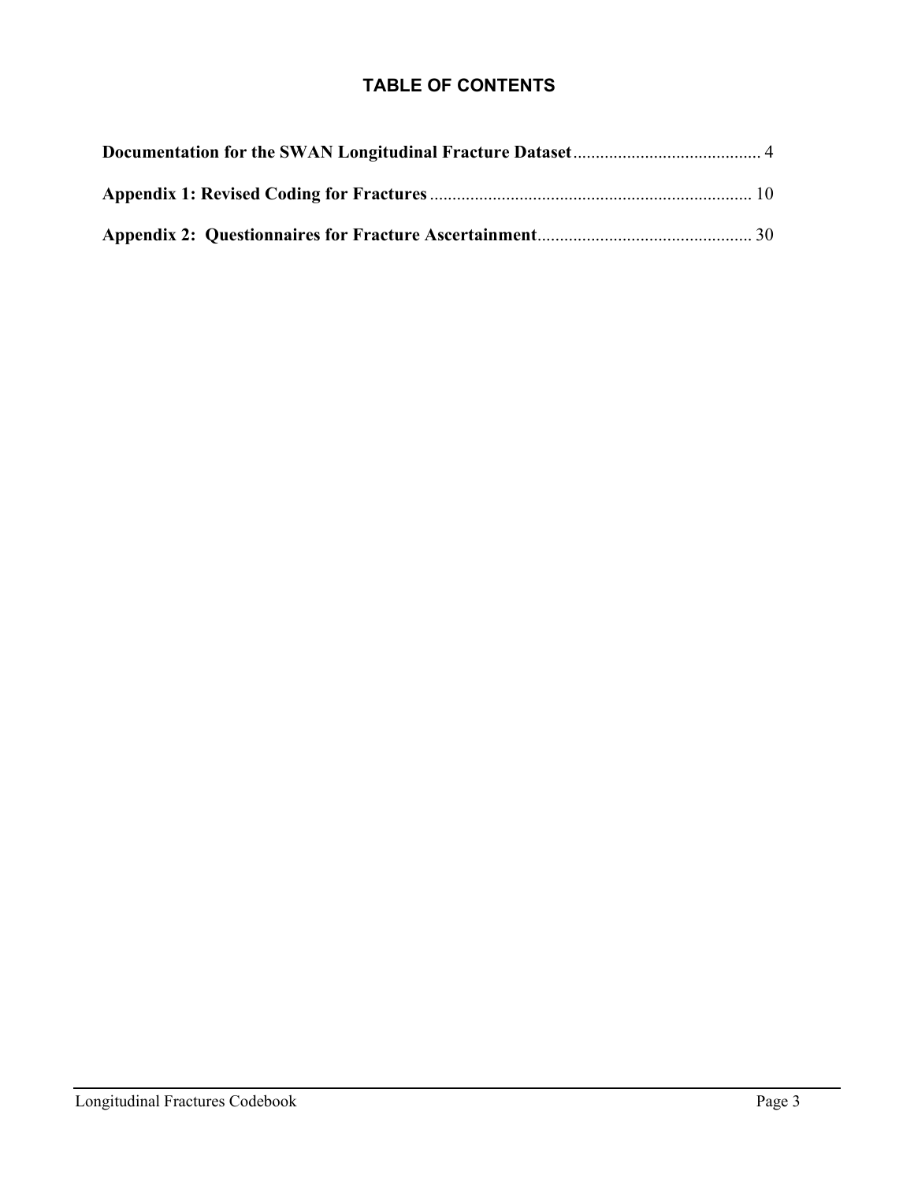## TABLE OF CONTENTS

**Documentation for the SWAN Longitudinal Fracture Dataset** .......................................... 4

**Appendix 1: Revised Coding for Fractures** ........................................................................ 10

**Appendix 2: Questionnaires for Fracture Ascertainment** ................................................ 30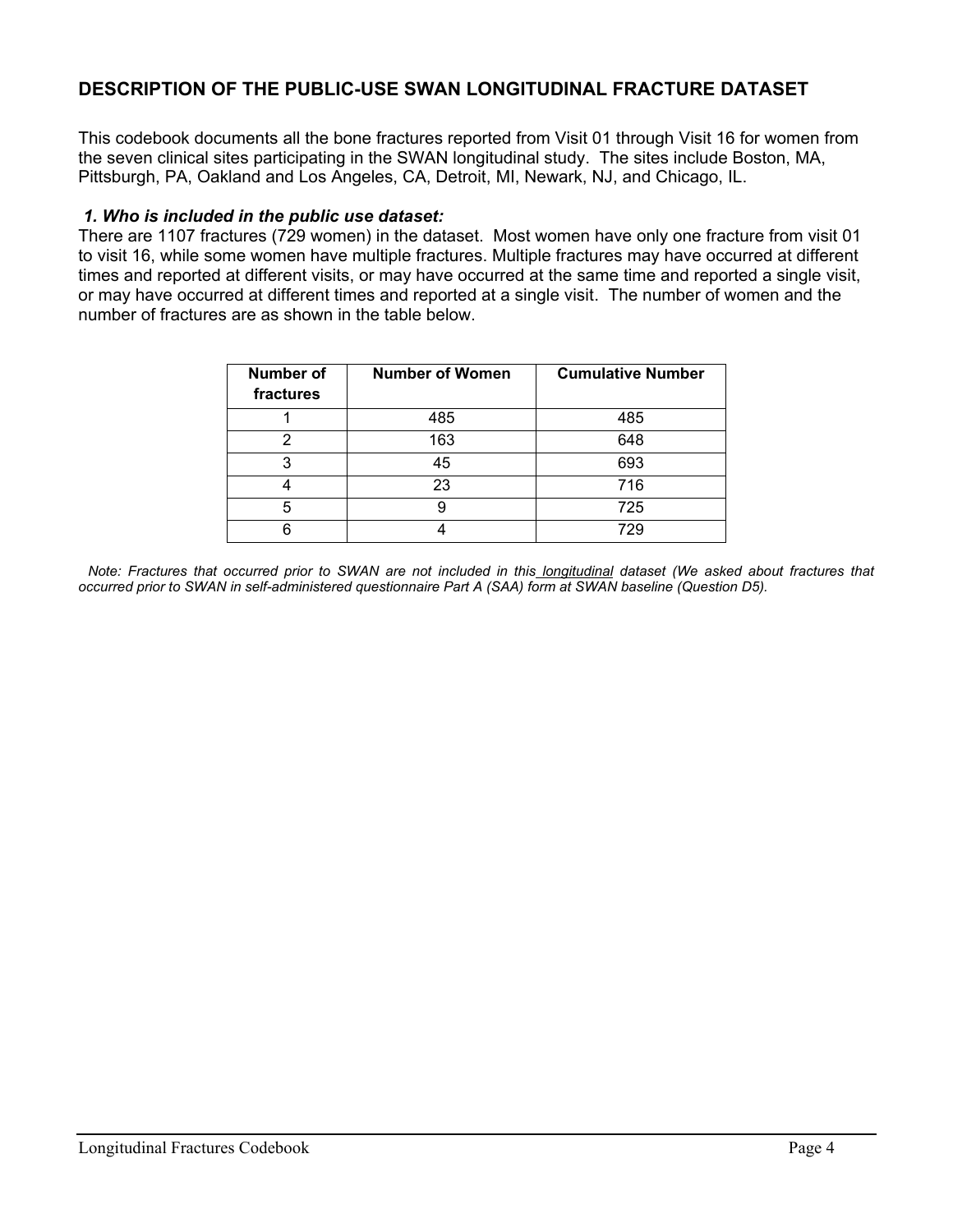## DESCRIPTION OF THE PUBLIC-USE SWAN LONGITUDINAL FRACTURE DATASET

This codebook documents all the bone fractures reported from Visit 01 through Visit 16 for women from the seven clinical sites participating in the SWAN longitudinal study. The sites include Boston, MA, Pittsburgh, PA, Oakland and Los Angeles, CA, Detroit, MI, Newark, NJ, and Chicago, IL.

### *1. Who is included in the public use dataset:*

There are 1107 fractures (729 women) in the dataset. Most women have only one fracture from visit 01 to visit 16, while some women have multiple fractures. Multiple fractures may have occurred at different times and reported at different visits, or may have occurred at the same time and reported a single visit, or may have occurred at different times and reported at a single visit. The number of women and the number of fractures are as shown in the table below.

| Number of fractures | Number of Women | Cumulative Number |
|---|---|---|
| 1 | 485 | 485 |
| 2 | 163 | 648 |
| 3 | 45 | 693 |
| 4 | 23 | 716 |
| 5 | 9 | 725 |
| 6 | 4 | 729 |

*Note: Fractures that occurred prior to SWAN are not included in this longitudinal dataset (We asked about fractures that occurred prior to SWAN in self-administered questionnaire Part A (SAA) form at SWAN baseline (Question D5).*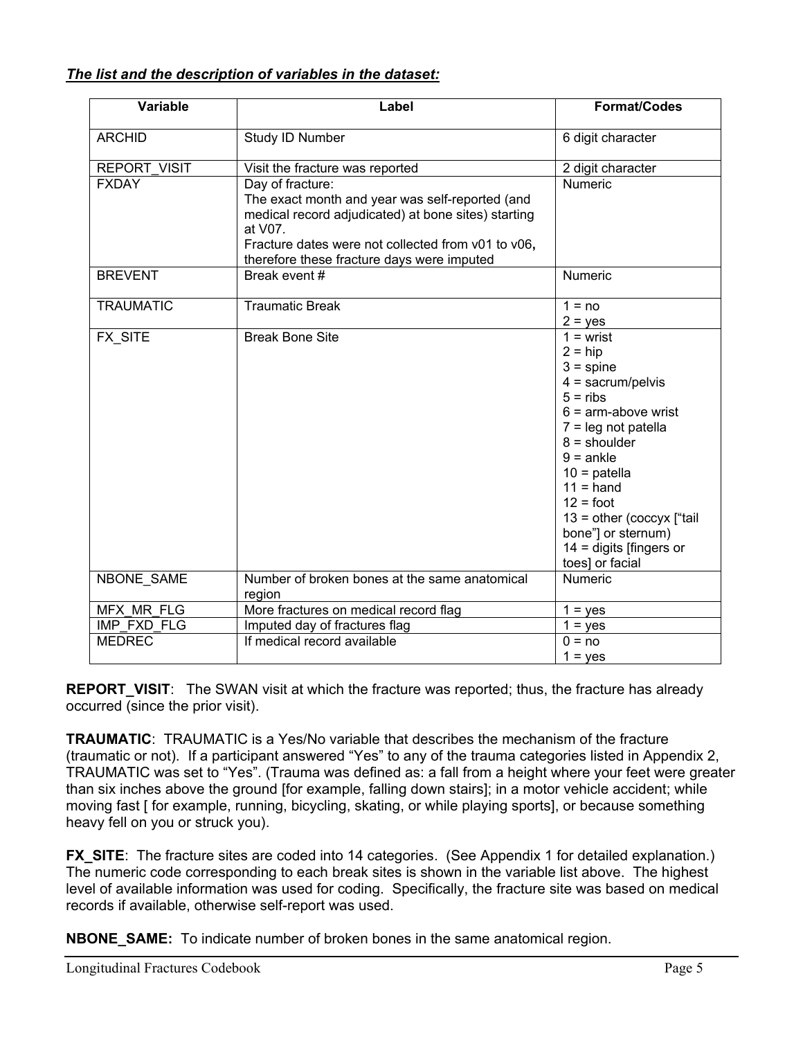***The list and the description of variables in the dataset:***

| Variable | Label | Format/Codes |
|---|---|---|
| ARCHID | Study ID Number | 6 digit character |
| REPORT_VISIT | Visit the fracture was reported | 2 digit character |
| FXDAY | Day of fracture:<br>The exact month and year was self-reported (and medical record adjudicated) at bone sites) starting at V07.<br>Fracture dates were not collected from v01 to v06**,** therefore these fracture days were imputed | Numeric |
| BREVENT | Break event # | Numeric |
| TRAUMATIC | Traumatic Break | 1 = no<br>2 = yes |
| FX_SITE | Break Bone Site | 1 = wrist<br>2 = hip<br>3 = spine<br>4 = sacrum/pelvis<br>5 = ribs<br>6 = arm-above wrist<br>7 = leg not patella<br>8 = shoulder<br>9 = ankle<br>10 = patella<br>11 = hand<br>12 = foot<br>13 = other (coccyx ["tail bone"] or sternum)<br>14 = digits [fingers or toes] or facial |
| NBONE_SAME | Number of broken bones at the same anatomical region | Numeric |
| MFX_MR_FLG | More fractures on medical record flag | 1 = yes |
| IMP_FXD_FLG | Imputed day of fractures flag | 1 = yes |
| MEDREC | If medical record available | 0 = no<br>1 = yes |

**REPORT_VISIT**: The SWAN visit at which the fracture was reported; thus, the fracture has already occurred (since the prior visit).

**TRAUMATIC**: TRAUMATIC is a Yes/No variable that describes the mechanism of the fracture (traumatic or not). If a participant answered "Yes" to any of the trauma categories listed in Appendix 2, TRAUMATIC was set to "Yes". (Trauma was defined as: a fall from a height where your feet were greater than six inches above the ground [for example, falling down stairs]; in a motor vehicle accident; while moving fast [ for example, running, bicycling, skating, or while playing sports], or because something heavy fell on you or struck you).

**FX_SITE**: The fracture sites are coded into 14 categories. (See Appendix 1 for detailed explanation.) The numeric code corresponding to each break sites is shown in the variable list above. The highest level of available information was used for coding. Specifically, the fracture site was based on medical records if available, otherwise self-report was used.

**NBONE_SAME:** To indicate number of broken bones in the same anatomical region.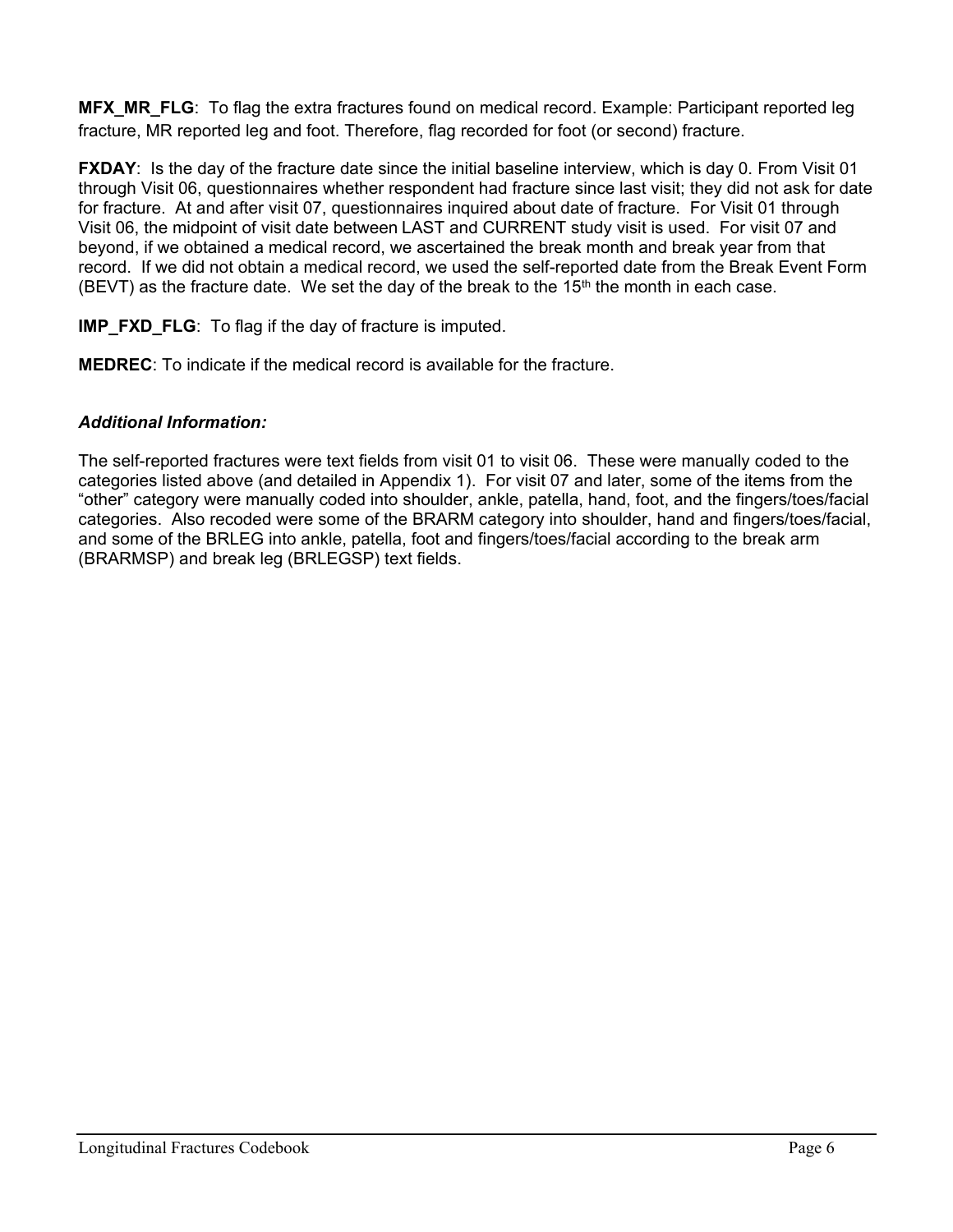**MFX_MR_FLG**: To flag the extra fractures found on medical record. Example: Participant reported leg fracture, MR reported leg and foot. Therefore, flag recorded for foot (or second) fracture.

**FXDAY**: Is the day of the fracture date since the initial baseline interview, which is day 0. From Visit 01 through Visit 06, questionnaires whether respondent had fracture since last visit; they did not ask for date for fracture. At and after visit 07, questionnaires inquired about date of fracture. For Visit 01 through Visit 06, the midpoint of visit date between LAST and CURRENT study visit is used. For visit 07 and beyond, if we obtained a medical record, we ascertained the break month and break year from that record. If we did not obtain a medical record, we used the self-reported date from the Break Event Form (BEVT) as the fracture date. We set the day of the break to the 15th the month in each case.

**IMP_FXD_FLG**: To flag if the day of fracture is imputed.

**MEDREC**: To indicate if the medical record is available for the fracture.

***Additional Information:***

The self-reported fractures were text fields from visit 01 to visit 06. These were manually coded to the categories listed above (and detailed in Appendix 1). For visit 07 and later, some of the items from the "other" category were manually coded into shoulder, ankle, patella, hand, foot, and the fingers/toes/facial categories. Also recoded were some of the BRARM category into shoulder, hand and fingers/toes/facial, and some of the BRLEG into ankle, patella, foot and fingers/toes/facial according to the break arm (BRARMSP) and break leg (BRLEGSP) text fields.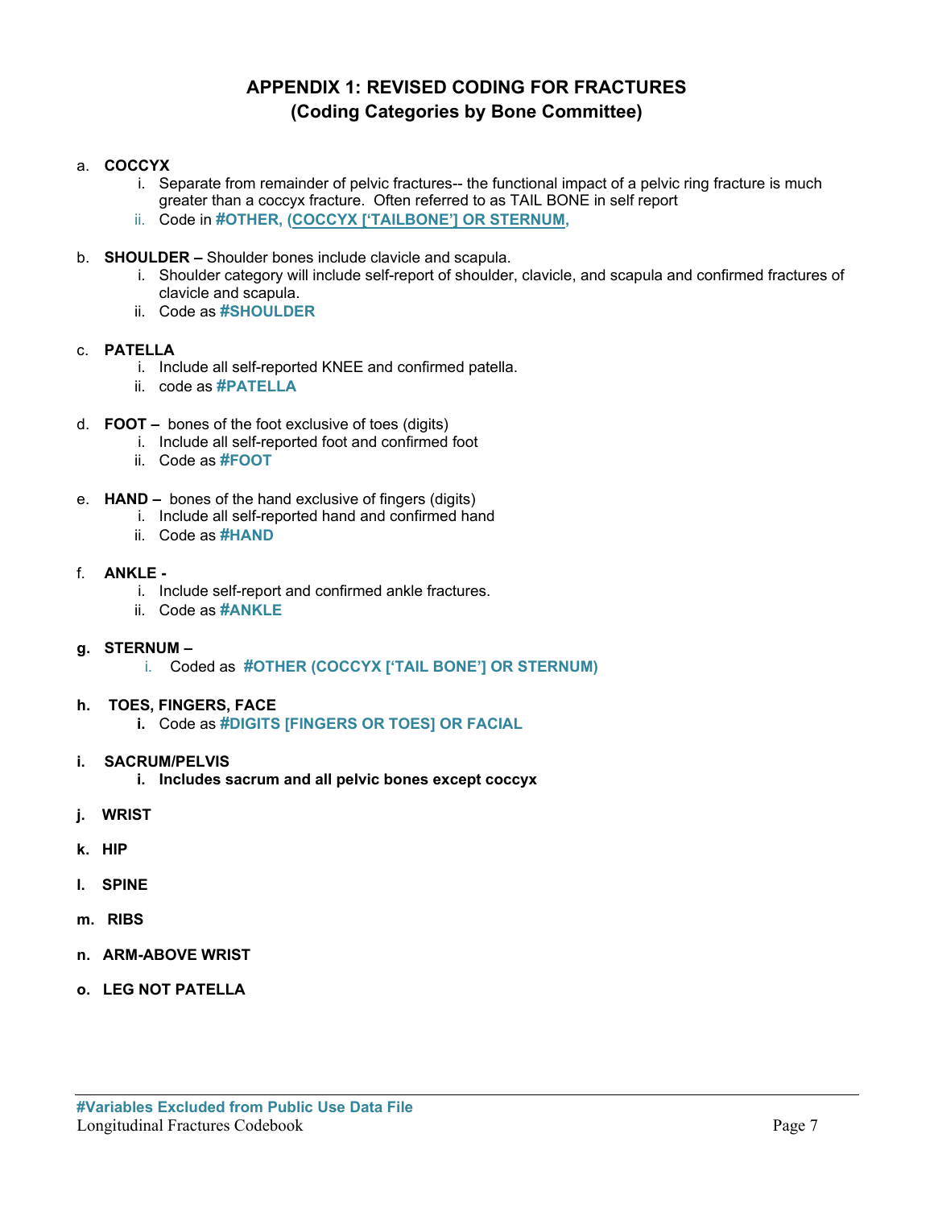## APPENDIX 1: REVISED CODING FOR FRACTURES
## (Coding Categories by Bone Committee)

a. **COCCYX**
   i. Separate from remainder of pelvic fractures-- the functional impact of a pelvic ring fracture is much greater than a coccyx fracture. Often referred to as TAIL BONE in self report
   ii. Code in **#OTHER, (COCCYX ['TAILBONE'] OR STERNUM,**

b. **SHOULDER –** Shoulder bones include clavicle and scapula.
   i. Shoulder category will include self-report of shoulder, clavicle, and scapula and confirmed fractures of clavicle and scapula.
   ii. Code as **#SHOULDER**

c. **PATELLA**
   i. Include all self-reported KNEE and confirmed patella.
   ii. code as **#PATELLA**

d. **FOOT –** bones of the foot exclusive of toes (digits)
   i. Include all self-reported foot and confirmed foot
   ii. Code as **#FOOT**

e. **HAND –** bones of the hand exclusive of fingers (digits)
   i. Include all self-reported hand and confirmed hand
   ii. Code as **#HAND**

f. **ANKLE -**
   i. Include self-report and confirmed ankle fractures.
   ii. Code as **#ANKLE**

**g. STERNUM –**
   i. Coded as **#OTHER (COCCYX ['TAIL BONE'] OR STERNUM)**

**h. TOES, FINGERS, FACE**
   **i.** Code as **#DIGITS [FINGERS OR TOES] OR FACIAL**

**i. SACRUM/PELVIS**
   **i. Includes sacrum and all pelvic bones except coccyx**

**j. WRIST**

**k. HIP**

**l. SPINE**

**m. RIBS**

**n. ARM-ABOVE WRIST**

**o. LEG NOT PATELLA**

**#Variables Excluded from Public Use Data File**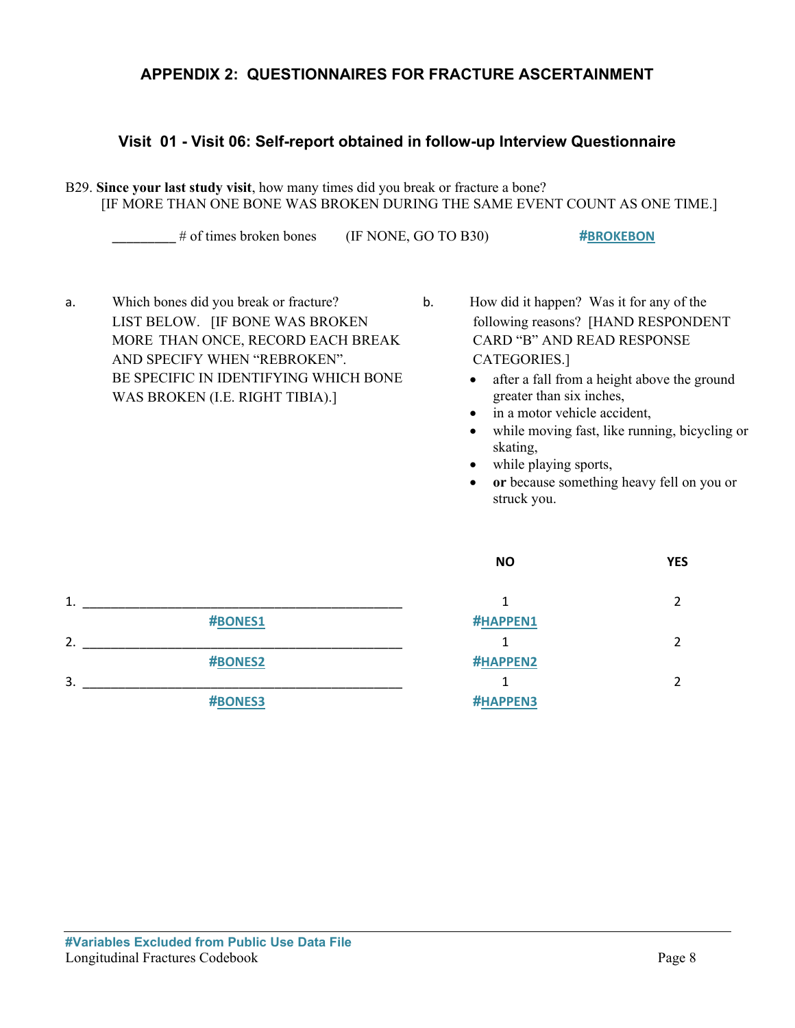## APPENDIX 2: QUESTIONNAIRES FOR FRACTURE ASCERTAINMENT

### Visit 01 - Visit 06: Self-report obtained in follow-up Interview Questionnaire

B29. **Since your last study visit**, how many times did you break or fracture a bone?
[IF MORE THAN ONE BONE WAS BROKEN DURING THE SAME EVENT COUNT AS ONE TIME.]

________ # of times broken bones (IF NONE, GO TO B30) #BROKEBON

a. Which bones did you break or fracture? LIST BELOW. [IF BONE WAS BROKEN MORE THAN ONCE, RECORD EACH BREAK AND SPECIFY WHEN "REBROKEN". BE SPECIFIC IN IDENTIFYING WHICH BONE WAS BROKEN (I.E. RIGHT TIBIA).]

b. How did it happen? Was it for any of the following reasons? [HAND RESPONDENT CARD "B" AND READ RESPONSE CATEGORIES.]

- after a fall from a height above the ground greater than six inches,
- in a motor vehicle accident,
- while moving fast, like running, bicycling or skating,
- while playing sports,
- **or** because something heavy fell on you or struck you.

| | NO | YES |
|---|---|---|
| 1. ______________________ #BONES1 | 1 #HAPPEN1 | 2 |
| 2. ______________________ #BONES2 | 1 #HAPPEN2 | 2 |
| 3. ______________________ #BONES3 | 1 #HAPPEN3 | 2 |

#Variables Excluded from Public Use Data File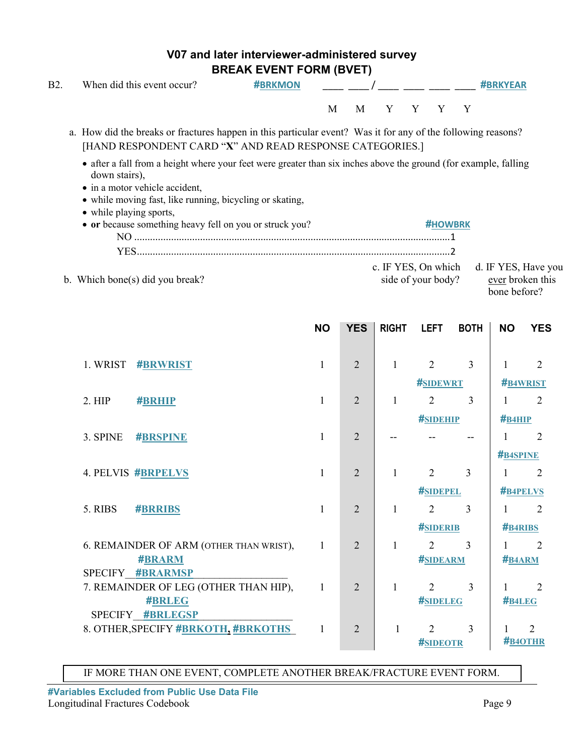# V07 and later interviewer-administered survey
## BREAK EVENT FORM (BVET)

B2. When did this event occur? **#BRKMON** ____ ____ / ____ ____ ____ ____ **#BRKYEAR**

M M Y Y Y Y

a. How did the breaks or fractures happen in this particular event? Was it for any of the following reasons? [HAND RESPONDENT CARD "**X**" AND READ RESPONSE CATEGORIES.]

- after a fall from a height where your feet were greater than six inches above the ground (for example, falling down stairs),
- in a motor vehicle accident,
- while moving fast, like running, bicycling or skating,
- while playing sports,
- **or** because something heavy fell on you or struck you? **#HOWBRK**

NO ........................................................................................................1
YES........................................................................................................2

b. Which bone(s) did you break?

c. IF YES, On which side of your body?

d. IF YES, Have you ever broken this bone before?

| | NO | YES | RIGHT | LEFT | BOTH | NO | YES |
|---|---|---|---|---|---|---|---|
| 1. WRIST **#BRWRIST** | 1 | 2 | 1 | 2 **#SIDEWRT** | 3 | 1 **#B4WRIST** | 2 |
| 2. HIP **#BRHIP** | 1 | 2 | 1 | 2 **#SIDEHIP** | 3 | 1 **#B4HIP** | 2 |
| 3. SPINE **#BRSPINE** | 1 | 2 | -- | -- | -- | 1 **#B4SPINE** | 2 |
| 4. PELVIS **#BRPELVS** | 1 | 2 | 1 | 2 **#SIDEPEL** | 3 | 1 **#B4PELVS** | 2 |
| 5. RIBS **#BRRIBS** | 1 | 2 | 1 | 2 **#SIDERIB** | 3 | 1 **#B4RIBS** | 2 |
| 6. REMAINDER OF ARM (OTHER THAN WRIST), **#BRARM** SPECIFY **#BRARMSP** | 1 | 2 | 1 | 2 **#SIDEARM** | 3 | 1 **#B4ARM** | 2 |
| 7. REMAINDER OF LEG (OTHER THAN HIP), **#BRLEG** SPECIFY **#BRLEGSP** | 1 | 2 | 1 | 2 **#SIDELEG** | 3 | 1 **#B4LEG** | 2 |
| 8. OTHER, SPECIFY **#BRKOTH**, **#BRKOTHS** | 1 | 2 | 1 | 2 **#SIDEOTR** | 3 | 1 **#B4OTHR** | 2 |

IF MORE THAN ONE EVENT, COMPLETE ANOTHER BREAK/FRACTURE EVENT FORM.

**#Variables Excluded from Public Use Data File**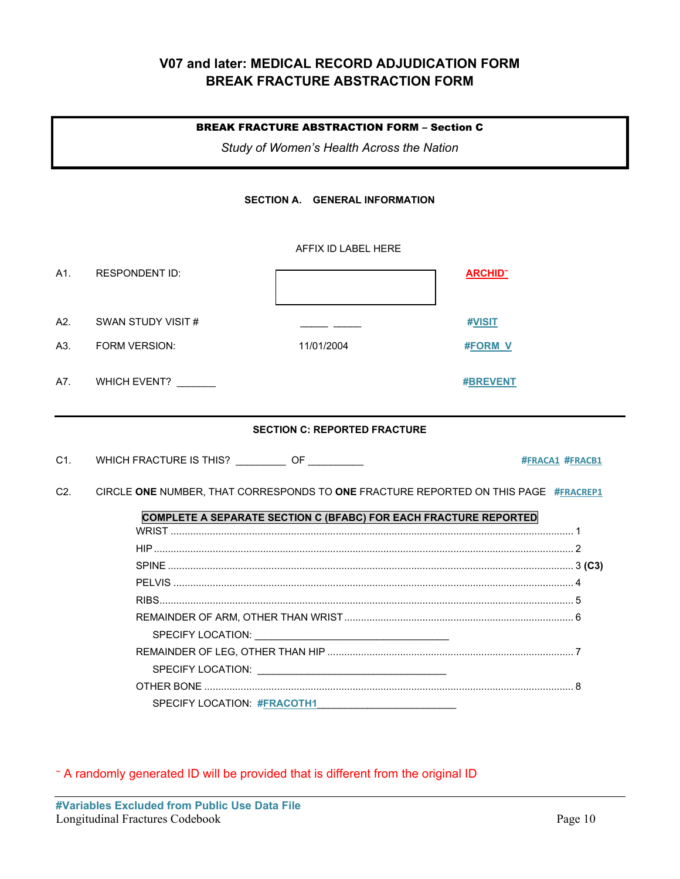# V07 and later: MEDICAL RECORD ADJUDICATION FORM
# BREAK FRACTURE ABSTRACTION FORM

**BREAK FRACTURE ABSTRACTION FORM – Section C**

*Study of Women's Health Across the Nation*

### SECTION A. GENERAL INFORMATION

AFFIX ID LABEL HERE

| | | | |
|---|---|---|---|
| A1. | RESPONDENT ID: | | ARCHID~ |
| A2. | SWAN STUDY VISIT # | _____ _____ | #VISIT |
| A3. | FORM VERSION: | 11/01/2004 | #FORM_V |
| A7. | WHICH EVENT? _______ | | #BREVENT |

### SECTION C: REPORTED FRACTURE

C1. WHICH FRACTURE IS THIS? _________ OF __________ #FRACA1 #FRACB1

C2. CIRCLE **ONE** NUMBER, THAT CORRESPONDS TO **ONE** FRACTURE REPORTED ON THIS PAGE #FRACREP1

**COMPLETE A SEPARATE SECTION C (BFABC) FOR EACH FRACTURE REPORTED**

| | |
|---|---|
| WRIST | 1 |
| HIP | 2 |
| SPINE | 3 **(C3)** |
| PELVIS | 4 |
| RIBS | 5 |
| REMAINDER OF ARM, OTHER THAN WRIST | 6 |
| SPECIFY LOCATION: ___________________________________ | |
| REMAINDER OF LEG, OTHER THAN HIP | 7 |
| SPECIFY LOCATION: ___________________________________ | |
| OTHER BONE | 8 |
| SPECIFY LOCATION: #FRACOTH1_________________________ | |

~ A randomly generated ID will be provided that is different from the original ID

**#Variables Excluded from Public Use Data File**

Longitudinal Fractures Codebook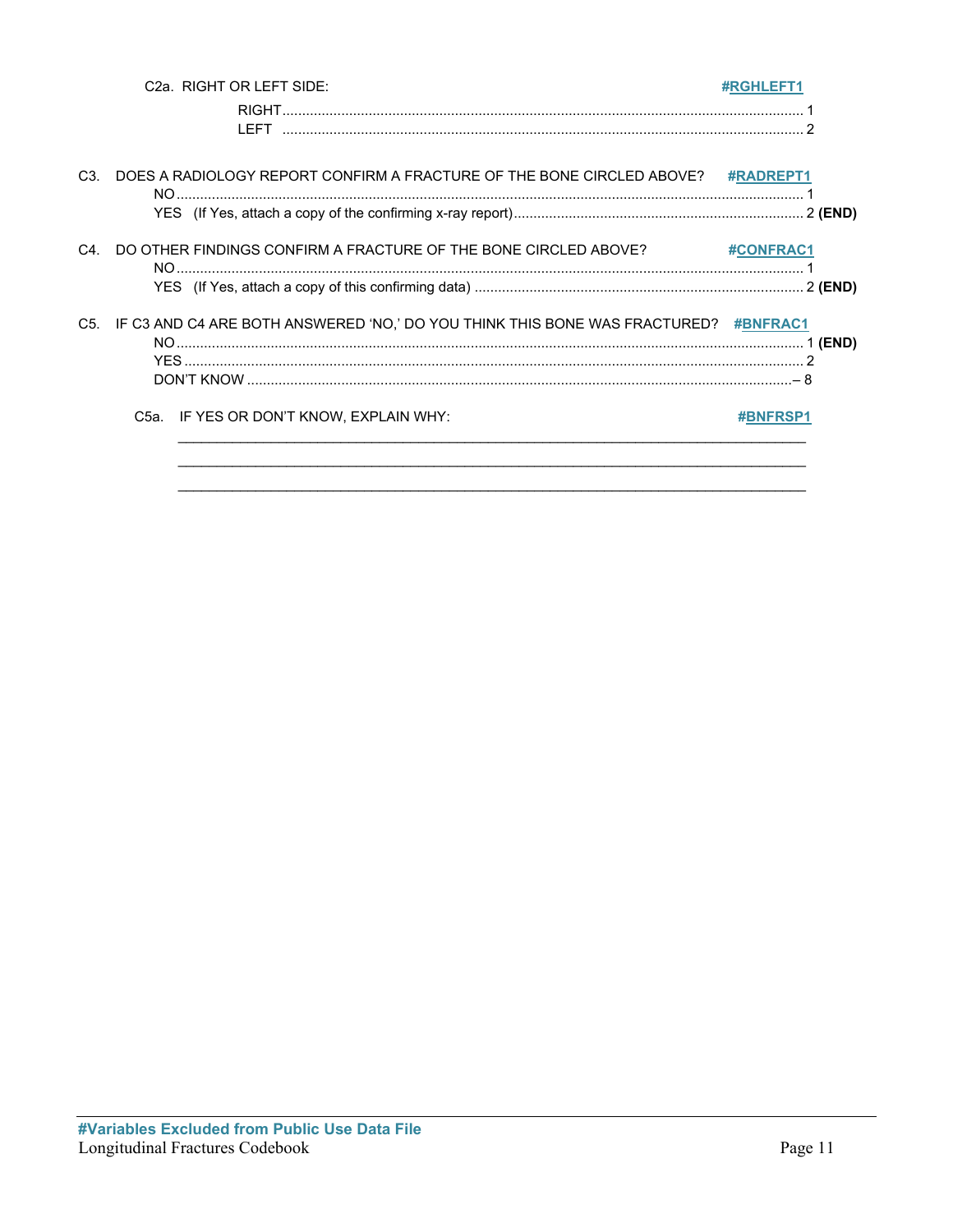C2a. RIGHT OR LEFT SIDE: #RGHLEFT1

RIGHT .................................................................................................................... 1
LEFT .................................................................................................................... 2

C3. DOES A RADIOLOGY REPORT CONFIRM A FRACTURE OF THE BONE CIRCLED ABOVE? #RADREPT1

NO .................................................................................................................... 1
YES (If Yes, attach a copy of the confirming x-ray report) .................................................... 2 **(END)**

C4. DO OTHER FINDINGS CONFIRM A FRACTURE OF THE BONE CIRCLED ABOVE? #CONFRAC1

NO .................................................................................................................... 1
YES (If Yes, attach a copy of this confirming data) .............................................................. 2 **(END)**

C5. IF C3 AND C4 ARE BOTH ANSWERED 'NO,' DO YOU THINK THIS BONE WAS FRACTURED? #BNFRAC1

NO .................................................................................................................... 1 **(END)**
YES .................................................................................................................... 2
DON'T KNOW .................................................................................................... – 8

C5a. IF YES OR DON'T KNOW, EXPLAIN WHY: #BNFRSP1

_______________________________________________________________________________

_______________________________________________________________________________

_______________________________________________________________________________

**#Variables Excluded from Public Use Data File**